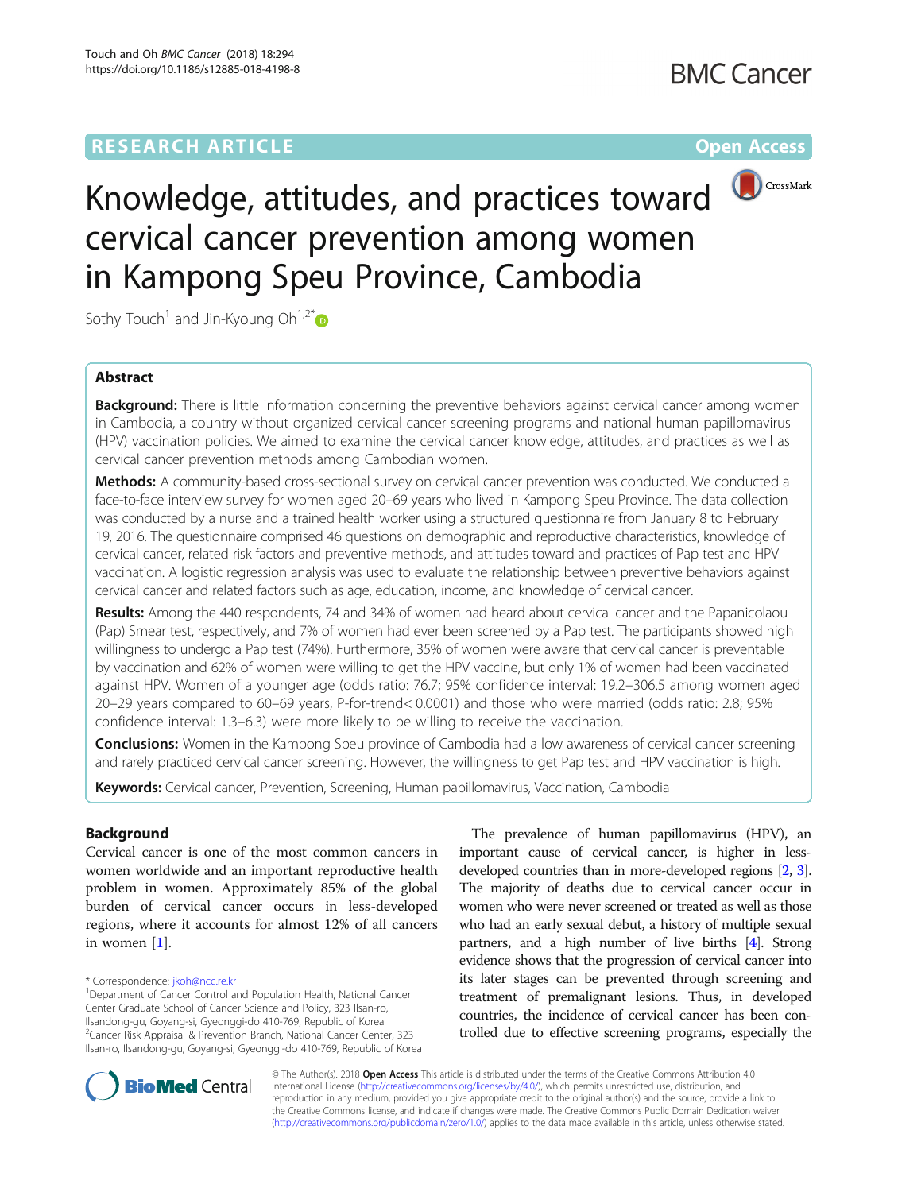RESEARCH ARTICLE

Open Access

# Knowledge, attitudes, and practices toward cervical cancer prevention among women in Kampong Speu Province, Cambodia

Sothy Touch[1] and Jin-Kyoung Oh[1,2*]

## Abstract

**Background:** There is little information concerning the preventive behaviors against cervical cancer among women in Cambodia, a country without organized cervical cancer screening programs and national human papillomavirus (HPV) vaccination policies. We aimed to examine the cervical cancer knowledge, attitudes, and practices as well as cervical cancer prevention methods among Cambodian women.

**Methods:** A community-based cross-sectional survey on cervical cancer prevention was conducted. We conducted a face-to-face interview survey for women aged 20–69 years who lived in Kampong Speu Province. The data collection was conducted by a nurse and a trained health worker using a structured questionnaire from January 8 to February 19, 2016. The questionnaire comprised 46 questions on demographic and reproductive characteristics, knowledge of cervical cancer, related risk factors and preventive methods, and attitudes toward and practices of Pap test and HPV vaccination. A logistic regression analysis was used to evaluate the relationship between preventive behaviors against cervical cancer and related factors such as age, education, income, and knowledge of cervical cancer.

**Results:** Among the 440 respondents, 74 and 34% of women had heard about cervical cancer and the Papanicolaou (Pap) Smear test, respectively, and 7% of women had ever been screened by a Pap test. The participants showed high willingness to undergo a Pap test (74%). Furthermore, 35% of women were aware that cervical cancer is preventable by vaccination and 62% of women were willing to get the HPV vaccine, but only 1% of women had been vaccinated against HPV. Women of a younger age (odds ratio: 76.7; 95% confidence interval: 19.2–306.5 among women aged 20–29 years compared to 60–69 years, P-for-trend< 0.0001) and those who were married (odds ratio: 2.8; 95% confidence interval: 1.3–6.3) were more likely to be willing to receive the vaccination.

**Conclusions:** Women in the Kampong Speu province of Cambodia had a low awareness of cervical cancer screening and rarely practiced cervical cancer screening. However, the willingness to get Pap test and HPV vaccination is high.

**Keywords:** Cervical cancer, Prevention, Screening, Human papillomavirus, Vaccination, Cambodia

## Background

Cervical cancer is one of the most common cancers in women worldwide and an important reproductive health problem in women. Approximately 85% of the global burden of cervical cancer occurs in less-developed regions, where it accounts for almost 12% of all cancers in women [1].

The prevalence of human papillomavirus (HPV), an important cause of cervical cancer, is higher in less-developed countries than in more-developed regions [2, 3]. The majority of deaths due to cervical cancer occur in women who were never screened or treated as well as those who had an early sexual debut, a history of multiple sexual partners, and a high number of live births [4]. Strong evidence shows that the progression of cervical cancer into its later stages can be prevented through screening and treatment of premalignant lesions. Thus, in developed countries, the incidence of cervical cancer has been controlled due to effective screening programs, especially the

\* Correspondence: jkoh@ncc.re.kr

[1]Department of Cancer Control and Population Health, National Cancer Center Graduate School of Cancer Science and Policy, 323 Ilsan-ro, Ilsandong-gu, Goyang-si, Gyeonggi-do 410-769, Republic of Korea

[2]Cancer Risk Appraisal & Prevention Branch, National Cancer Center, 323 Ilsan-ro, Ilsandong-gu, Goyang-si, Gyeonggi-do 410-769, Republic of Korea

© The Author(s). 2018 **Open Access** This article is distributed under the terms of the Creative Commons Attribution 4.0 International License (http://creativecommons.org/licenses/by/4.0/), which permits unrestricted use, distribution, and reproduction in any medium, provided you give appropriate credit to the original author(s) and the source, provide a link to the Creative Commons license, and indicate if changes were made. The Creative Commons Public Domain Dedication waiver (http://creativecommons.org/publicdomain/zero/1.0/) applies to the data made available in this article, unless otherwise stated.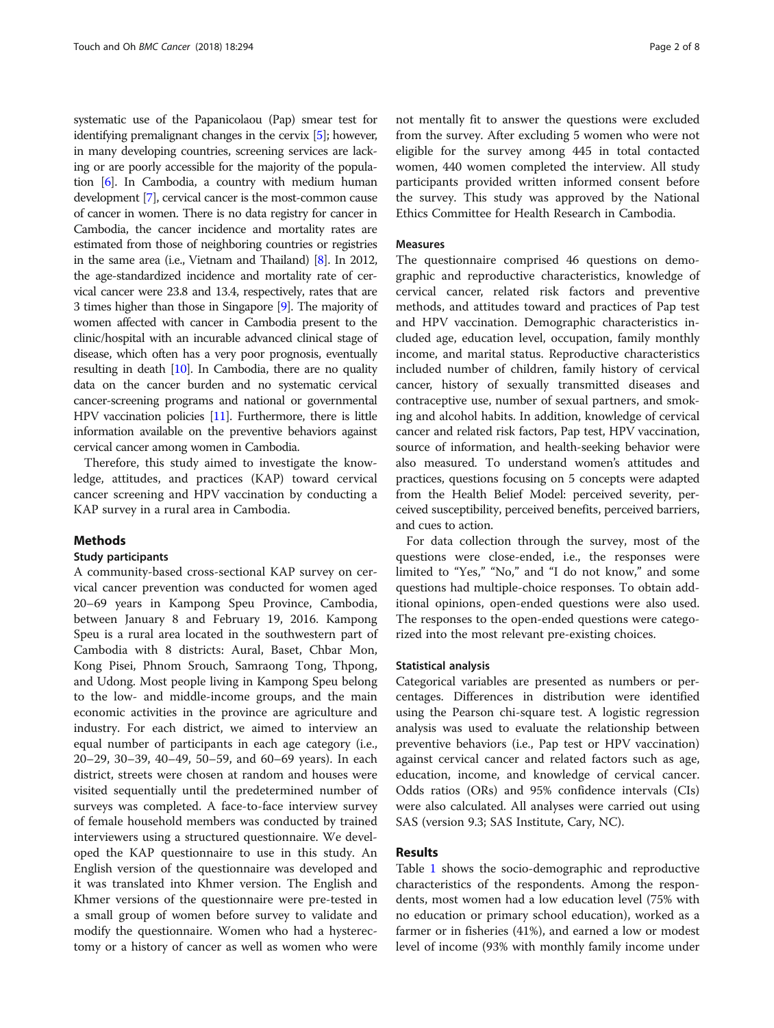systematic use of the Papanicolaou (Pap) smear test for identifying premalignant changes in the cervix [5]; however, in many developing countries, screening services are lacking or are poorly accessible for the majority of the population [6]. In Cambodia, a country with medium human development [7], cervical cancer is the most-common cause of cancer in women. There is no data registry for cancer in Cambodia, the cancer incidence and mortality rates are estimated from those of neighboring countries or registries in the same area (i.e., Vietnam and Thailand) [8]. In 2012, the age-standardized incidence and mortality rate of cervical cancer were 23.8 and 13.4, respectively, rates that are 3 times higher than those in Singapore [9]. The majority of women affected with cancer in Cambodia present to the clinic/hospital with an incurable advanced clinical stage of disease, which often has a very poor prognosis, eventually resulting in death [10]. In Cambodia, there are no quality data on the cancer burden and no systematic cervical cancer-screening programs and national or governmental HPV vaccination policies [11]. Furthermore, there is little information available on the preventive behaviors against cervical cancer among women in Cambodia.

Therefore, this study aimed to investigate the knowledge, attitudes, and practices (KAP) toward cervical cancer screening and HPV vaccination by conducting a KAP survey in a rural area in Cambodia.

## Methods

### Study participants

A community-based cross-sectional KAP survey on cervical cancer prevention was conducted for women aged 20–69 years in Kampong Speu Province, Cambodia, between January 8 and February 19, 2016. Kampong Speu is a rural area located in the southwestern part of Cambodia with 8 districts: Aural, Baset, Chbar Mon, Kong Pisei, Phnom Srouch, Samraong Tong, Thpong, and Udong. Most people living in Kampong Speu belong to the low- and middle-income groups, and the main economic activities in the province are agriculture and industry. For each district, we aimed to interview an equal number of participants in each age category (i.e., 20–29, 30–39, 40–49, 50–59, and 60–69 years). In each district, streets were chosen at random and houses were visited sequentially until the predetermined number of surveys was completed. A face-to-face interview survey of female household members was conducted by trained interviewers using a structured questionnaire. We developed the KAP questionnaire to use in this study. An English version of the questionnaire was developed and it was translated into Khmer version. The English and Khmer versions of the questionnaire were pre-tested in a small group of women before survey to validate and modify the questionnaire. Women who had a hysterectomy or a history of cancer as well as women who were not mentally fit to answer the questions were excluded from the survey. After excluding 5 women who were not eligible for the survey among 445 in total contacted women, 440 women completed the interview. All study participants provided written informed consent before the survey. This study was approved by the National Ethics Committee for Health Research in Cambodia.

### Measures

The questionnaire comprised 46 questions on demographic and reproductive characteristics, knowledge of cervical cancer, related risk factors and preventive methods, and attitudes toward and practices of Pap test and HPV vaccination. Demographic characteristics included age, education level, occupation, family monthly income, and marital status. Reproductive characteristics included number of children, family history of cervical cancer, history of sexually transmitted diseases and contraceptive use, number of sexual partners, and smoking and alcohol habits. In addition, knowledge of cervical cancer and related risk factors, Pap test, HPV vaccination, source of information, and health-seeking behavior were also measured. To understand women's attitudes and practices, questions focusing on 5 concepts were adapted from the Health Belief Model: perceived severity, perceived susceptibility, perceived benefits, perceived barriers, and cues to action.

For data collection through the survey, most of the questions were close-ended, i.e., the responses were limited to "Yes," "No," and "I do not know," and some questions had multiple-choice responses. To obtain additional opinions, open-ended questions were also used. The responses to the open-ended questions were categorized into the most relevant pre-existing choices.

### Statistical analysis

Categorical variables are presented as numbers or percentages. Differences in distribution were identified using the Pearson chi-square test. A logistic regression analysis was used to evaluate the relationship between preventive behaviors (i.e., Pap test or HPV vaccination) against cervical cancer and related factors such as age, education, income, and knowledge of cervical cancer. Odds ratios (ORs) and 95% confidence intervals (CIs) were also calculated. All analyses were carried out using SAS (version 9.3; SAS Institute, Cary, NC).

## Results

Table 1 shows the socio-demographic and reproductive characteristics of the respondents. Among the respondents, most women had a low education level (75% with no education or primary school education), worked as a farmer or in fisheries (41%), and earned a low or modest level of income (93% with monthly family income under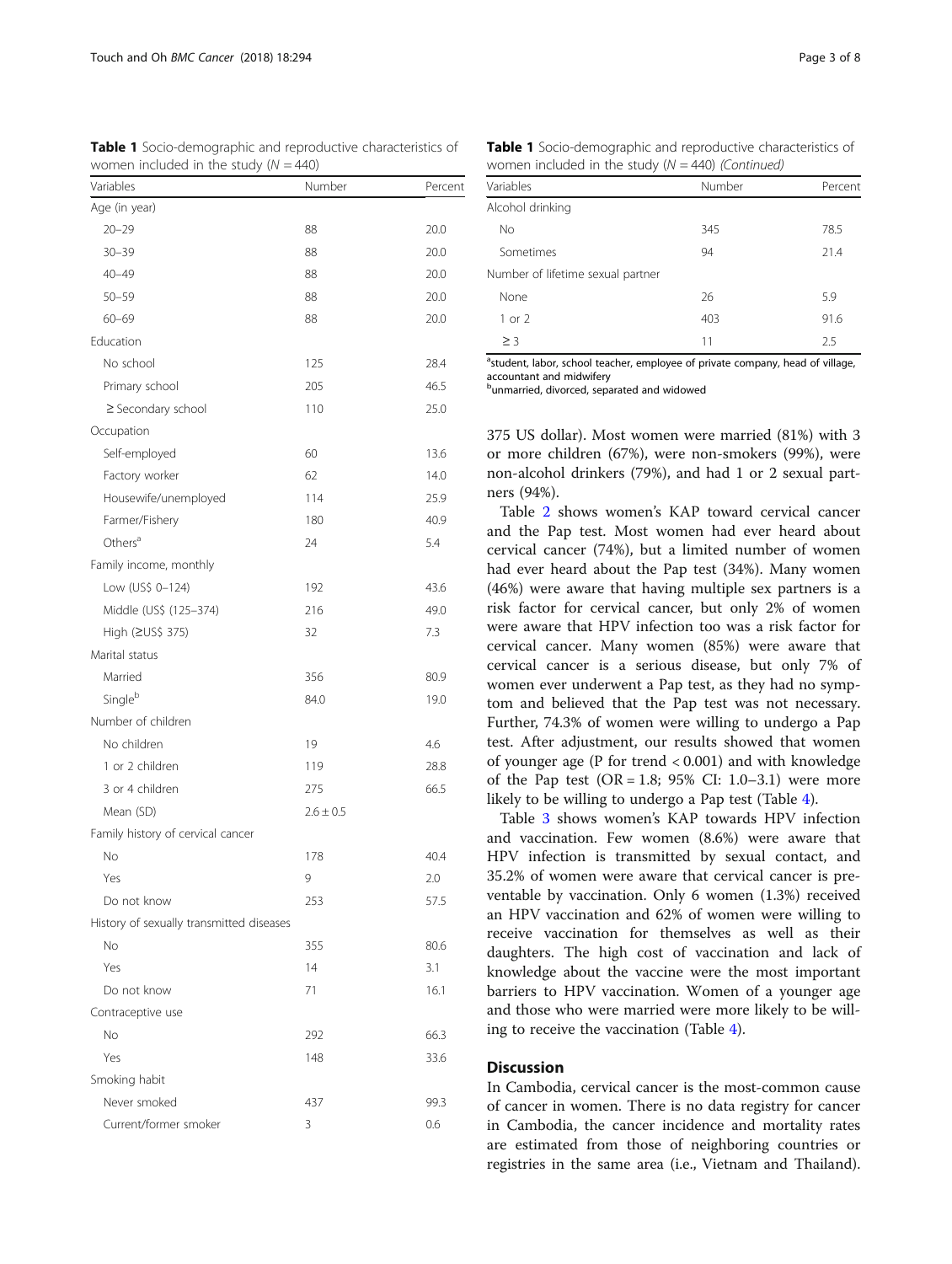**Table 1** Socio-demographic and reproductive characteristics of women included in the study ($N = 440$)

| Variables | Number | Percent |
|---|---|---|
| Age (in year) | | |
| 20–29 | 88 | 20.0 |
| 30–39 | 88 | 20.0 |
| 40–49 | 88 | 20.0 |
| 50–59 | 88 | 20.0 |
| 60–69 | 88 | 20.0 |
| Education | | |
| No school | 125 | 28.4 |
| Primary school | 205 | 46.5 |
| ≥ Secondary school | 110 | 25.0 |
| Occupation | | |
| Self-employed | 60 | 13.6 |
| Factory worker | 62 | 14.0 |
| Housewife/unemployed | 114 | 25.9 |
| Farmer/Fishery | 180 | 40.9 |
| Others[a] | 24 | 5.4 |
| Family income, monthly | | |
| Low (US$ 0–124) | 192 | 43.6 |
| Middle (US$ (125–374) | 216 | 49.0 |
| High (≥US$ 375) | 32 | 7.3 |
| Marital status | | |
| Married | 356 | 80.9 |
| Single[b] | 84.0 | 19.0 |
| Number of children | | |
| No children | 19 | 4.6 |
| 1 or 2 children | 119 | 28.8 |
| 3 or 4 children | 275 | 66.5 |
| Mean (SD) | 2.6 ± 0.5 | |
| Family history of cervical cancer | | |
| No | 178 | 40.4 |
| Yes | 9 | 2.0 |
| Do not know | 253 | 57.5 |
| History of sexually transmitted diseases | | |
| No | 355 | 80.6 |
| Yes | 14 | 3.1 |
| Do not know | 71 | 16.1 |
| Contraceptive use | | |
| No | 292 | 66.3 |
| Yes | 148 | 33.6 |
| Smoking habit | | |
| Never smoked | 437 | 99.3 |
| Current/former smoker | 3 | 0.6 |
| Alcohol drinking | | |
| No | 345 | 78.5 |
| Sometimes | 94 | 21.4 |
| Number of lifetime sexual partner | | |
| None | 26 | 5.9 |
| 1 or 2 | 403 | 91.6 |
| ≥ 3 | 11 | 2.5 |

[a]student, labor, school teacher, employee of private company, head of village, accountant and midwifery
[b]unmarried, divorced, separated and widowed

375 US dollar). Most women were married (81%) with 3 or more children (67%), were non-smokers (99%), were non-alcohol drinkers (79%), and had 1 or 2 sexual partners (94%).

Table 2 shows women's KAP toward cervical cancer and the Pap test. Most women had ever heard about cervical cancer (74%), but a limited number of women had ever heard about the Pap test (34%). Many women (46%) were aware that having multiple sex partners is a risk factor for cervical cancer, but only 2% of women were aware that HPV infection too was a risk factor for cervical cancer. Many women (85%) were aware that cervical cancer is a serious disease, but only 7% of women ever underwent a Pap test, as they had no symptom and believed that the Pap test was not necessary. Further, 74.3% of women were willing to undergo a Pap test. After adjustment, our results showed that women of younger age (P for trend $< 0.001$) and with knowledge of the Pap test (OR = 1.8; 95% CI: 1.0–3.1) were more likely to be willing to undergo a Pap test (Table 4).

Table 3 shows women's KAP towards HPV infection and vaccination. Few women (8.6%) were aware that HPV infection is transmitted by sexual contact, and 35.2% of women were aware that cervical cancer is preventable by vaccination. Only 6 women (1.3%) received an HPV vaccination and 62% of women were willing to receive vaccination for themselves as well as their daughters. The high cost of vaccination and lack of knowledge about the vaccine were the most important barriers to HPV vaccination. Women of a younger age and those who were married were more likely to be willing to receive the vaccination (Table 4).

## Discussion

In Cambodia, cervical cancer is the most-common cause of cancer in women. There is no data registry for cancer in Cambodia, the cancer incidence and mortality rates are estimated from those of neighboring countries or registries in the same area (i.e., Vietnam and Thailand).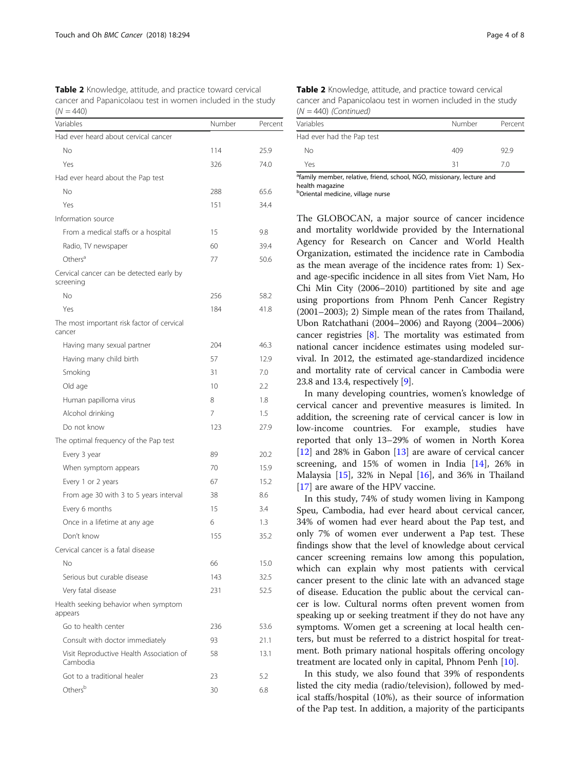**Table 2** Knowledge, attitude, and practice toward cervical cancer and Papanicolaou test in women included in the study (N = 440)

| Variables | Number | Percent |
|---|---|---|
| Had ever heard about cervical cancer | | |
| No | 114 | 25.9 |
| Yes | 326 | 74.0 |
| Had ever heard about the Pap test | | |
| No | 288 | 65.6 |
| Yes | 151 | 34.4 |
| Information source | | |
| From a medical staffs or a hospital | 15 | 9.8 |
| Radio, TV newspaper | 60 | 39.4 |
| Others[a] | 77 | 50.6 |
| Cervical cancer can be detected early by screening | | |
| No | 256 | 58.2 |
| Yes | 184 | 41.8 |
| The most important risk factor of cervical cancer | | |
| Having many sexual partner | 204 | 46.3 |
| Having many child birth | 57 | 12.9 |
| Smoking | 31 | 7.0 |
| Old age | 10 | 2.2 |
| Human papilloma virus | 8 | 1.8 |
| Alcohol drinking | 7 | 1.5 |
| Do not know | 123 | 27.9 |
| The optimal frequency of the Pap test | | |
| Every 3 year | 89 | 20.2 |
| When symptom appears | 70 | 15.9 |
| Every 1 or 2 years | 67 | 15.2 |
| From age 30 with 3 to 5 years interval | 38 | 8.6 |
| Every 6 months | 15 | 3.4 |
| Once in a lifetime at any age | 6 | 1.3 |
| Don't know | 155 | 35.2 |
| Cervical cancer is a fatal disease | | |
| No | 66 | 15.0 |
| Serious but curable disease | 143 | 32.5 |
| Very fatal disease | 231 | 52.5 |
| Health seeking behavior when symptom appears | | |
| Go to health center | 236 | 53.6 |
| Consult with doctor immediately | 93 | 21.1 |
| Visit Reproductive Health Association of Cambodia | 58 | 13.1 |
| Got to a traditional healer | 23 | 5.2 |
| Others[b] | 30 | 6.8 |
| Had ever had the Pap test | | |
| No | 409 | 92.9 |
| Yes | 31 | 7.0 |

[a]family member, relative, friend, school, NGO, missionary, lecture and health magazine
[b]Oriental medicine, village nurse

The GLOBOCAN, a major source of cancer incidence and mortality worldwide provided by the International Agency for Research on Cancer and World Health Organization, estimated the incidence rate in Cambodia as the mean average of the incidence rates from: 1) Sex- and age-specific incidence in all sites from Viet Nam, Ho Chi Min City (2006–2010) partitioned by site and age using proportions from Phnom Penh Cancer Registry (2001–2003); 2) Simple mean of the rates from Thailand, Ubon Ratchathani (2004–2006) and Rayong (2004–2006) cancer registries [8]. The mortality was estimated from national cancer incidence estimates using modeled survival. In 2012, the estimated age-standardized incidence and mortality rate of cervical cancer in Cambodia were 23.8 and 13.4, respectively [9].

In many developing countries, women's knowledge of cervical cancer and preventive measures is limited. In addition, the screening rate of cervical cancer is low in low-income countries. For example, studies have reported that only 13–29% of women in North Korea [12] and 28% in Gabon [13] are aware of cervical cancer screening, and 15% of women in India [14], 26% in Malaysia [15], 32% in Nepal [16], and 36% in Thailand [17] are aware of the HPV vaccine.

In this study, 74% of study women living in Kampong Speu, Cambodia, had ever heard about cervical cancer, 34% of women had ever heard about the Pap test, and only 7% of women ever underwent a Pap test. These findings show that the level of knowledge about cervical cancer screening remains low among this population, which can explain why most patients with cervical cancer present to the clinic late with an advanced stage of disease. Education the public about the cervical cancer is low. Cultural norms often prevent women from speaking up or seeking treatment if they do not have any symptoms. Women get a screening at local health centers, but must be referred to a district hospital for treatment. Both primary national hospitals offering oncology treatment are located only in capital, Phnom Penh [10].

In this study, we also found that 39% of respondents listed the city media (radio/television), followed by medical staffs/hospital (10%), as their source of information of the Pap test. In addition, a majority of the participants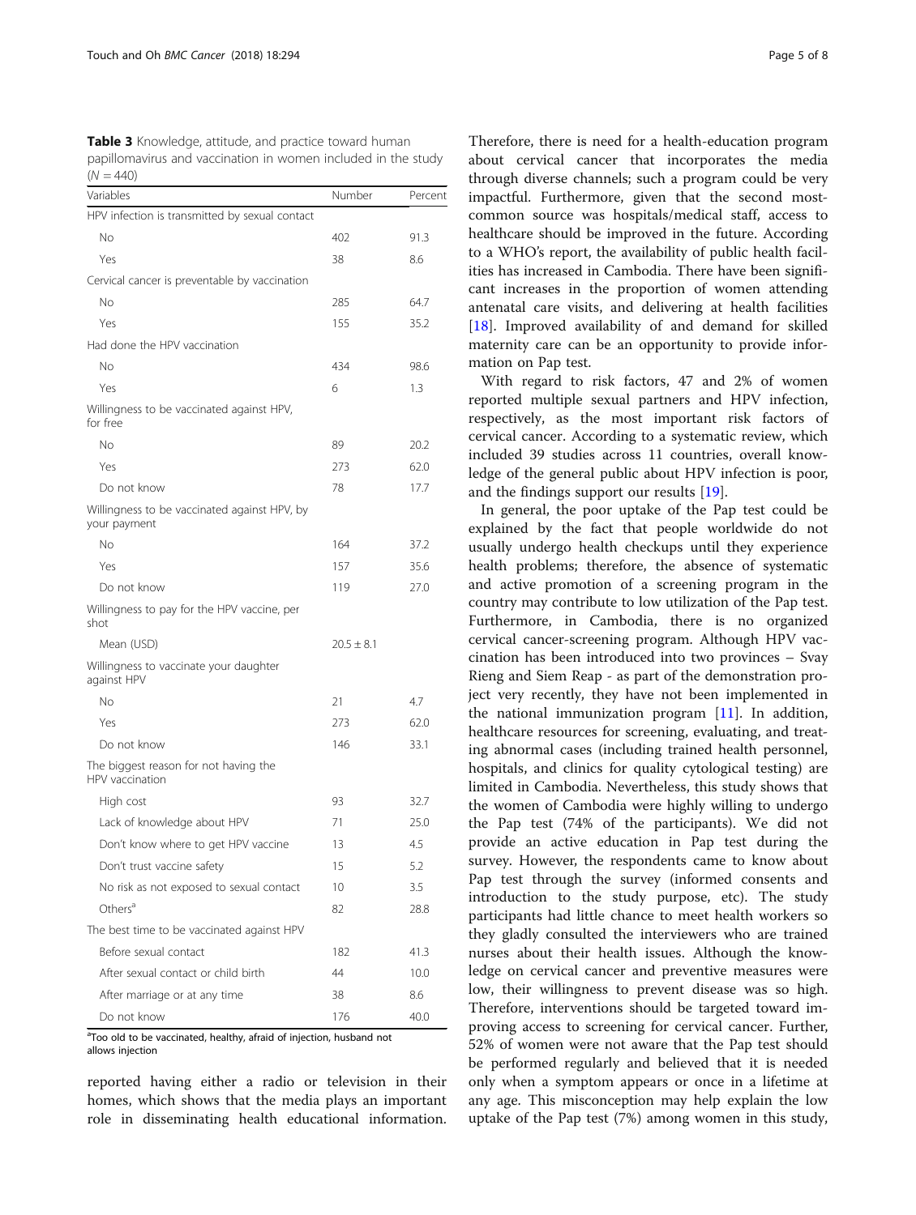**Table 3** Knowledge, attitude, and practice toward human papillomavirus and vaccination in women included in the study ($N = 440$)

| Variables | Number | Percent |
|---|---|---|
| HPV infection is transmitted by sexual contact | | |
| No | 402 | 91.3 |
| Yes | 38 | 8.6 |
| Cervical cancer is preventable by vaccination | | |
| No | 285 | 64.7 |
| Yes | 155 | 35.2 |
| Had done the HPV vaccination | | |
| No | 434 | 98.6 |
| Yes | 6 | 1.3 |
| Willingness to be vaccinated against HPV, for free | | |
| No | 89 | 20.2 |
| Yes | 273 | 62.0 |
| Do not know | 78 | 17.7 |
| Willingness to be vaccinated against HPV, by your payment | | |
| No | 164 | 37.2 |
| Yes | 157 | 35.6 |
| Do not know | 119 | 27.0 |
| Willingness to pay for the HPV vaccine, per shot | | |
| Mean (USD) | 20.5 ± 8.1 | |
| Willingness to vaccinate your daughter against HPV | | |
| No | 21 | 4.7 |
| Yes | 273 | 62.0 |
| Do not know | 146 | 33.1 |
| The biggest reason for not having the HPV vaccination | | |
| High cost | 93 | 32.7 |
| Lack of knowledge about HPV | 71 | 25.0 |
| Don't know where to get HPV vaccine | 13 | 4.5 |
| Don't trust vaccine safety | 15 | 5.2 |
| No risk as not exposed to sexual contact | 10 | 3.5 |
| Others[a] | 82 | 28.8 |
| The best time to be vaccinated against HPV | | |
| Before sexual contact | 182 | 41.3 |
| After sexual contact or child birth | 44 | 10.0 |
| After marriage or at any time | 38 | 8.6 |
| Do not know | 176 | 40.0 |

[a]Too old to be vaccinated, healthy, afraid of injection, husband not allows injection

reported having either a radio or television in their homes, which shows that the media plays an important role in disseminating health educational information. Therefore, there is need for a health-education program about cervical cancer that incorporates the media through diverse channels; such a program could be very impactful. Furthermore, given that the second most-common source was hospitals/medical staff, access to healthcare should be improved in the future. According to a WHO's report, the availability of public health facilities has increased in Cambodia. There have been significant increases in the proportion of women attending antenatal care visits, and delivering at health facilities [18]. Improved availability of and demand for skilled maternity care can be an opportunity to provide information on Pap test.

With regard to risk factors, 47 and 2% of women reported multiple sexual partners and HPV infection, respectively, as the most important risk factors of cervical cancer. According to a systematic review, which included 39 studies across 11 countries, overall knowledge of the general public about HPV infection is poor, and the findings support our results [19].

In general, the poor uptake of the Pap test could be explained by the fact that people worldwide do not usually undergo health checkups until they experience health problems; therefore, the absence of systematic and active promotion of a screening program in the country may contribute to low utilization of the Pap test. Furthermore, in Cambodia, there is no organized cervical cancer-screening program. Although HPV vaccination has been introduced into two provinces – Svay Rieng and Siem Reap - as part of the demonstration project very recently, they have not been implemented in the national immunization program [11]. In addition, healthcare resources for screening, evaluating, and treating abnormal cases (including trained health personnel, hospitals, and clinics for quality cytological testing) are limited in Cambodia. Nevertheless, this study shows that the women of Cambodia were highly willing to undergo the Pap test (74% of the participants). We did not provide an active education in Pap test during the survey. However, the respondents came to know about Pap test through the survey (informed consents and introduction to the study purpose, etc). The study participants had little chance to meet health workers so they gladly consulted the interviewers who are trained nurses about their health issues. Although the knowledge on cervical cancer and preventive measures were low, their willingness to prevent disease was so high. Therefore, interventions should be targeted toward improving access to screening for cervical cancer. Further, 52% of women were not aware that the Pap test should be performed regularly and believed that it is needed only when a symptom appears or once in a lifetime at any age. This misconception may help explain the low uptake of the Pap test (7%) among women in this study,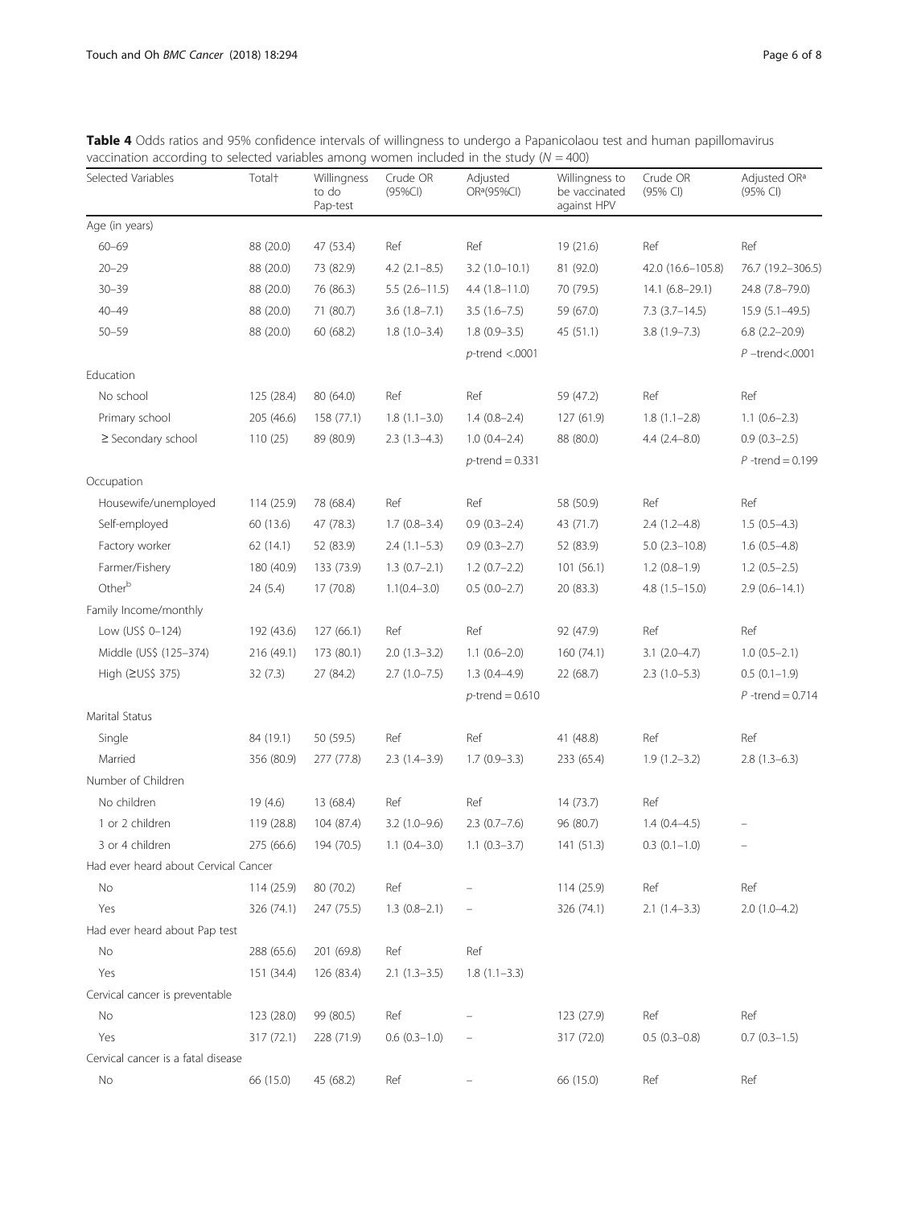**Table 4** Odds ratios and 95% confidence intervals of willingness to undergo a Papanicolaou test and human papillomavirus vaccination according to selected variables among women included in the study ($N = 400$)

| Selected Variables | Total† | Willingness to do Pap-test | Crude OR (95%CI) | Adjusted OR[a](95%CI) | Willingness to be vaccinated against HPV | Crude OR (95% CI) | Adjusted OR[a] (95% CI) |
|---|---|---|---|---|---|---|---|
| Age (in years) | | | | | | | |
| 60–69 | 88 (20.0) | 47 (53.4) | Ref | Ref | 19 (21.6) | Ref | Ref |
| 20–29 | 88 (20.0) | 73 (82.9) | 4.2 (2.1–8.5) | 3.2 (1.0–10.1) | 81 (92.0) | 42.0 (16.6–105.8) | 76.7 (19.2–306.5) |
| 30–39 | 88 (20.0) | 76 (86.3) | 5.5 (2.6–11.5) | 4.4 (1.8–11.0) | 70 (79.5) | 14.1 (6.8–29.1) | 24.8 (7.8–79.0) |
| 40–49 | 88 (20.0) | 71 (80.7) | 3.6 (1.8–7.1) | 3.5 (1.6–7.5) | 59 (67.0) | 7.3 (3.7–14.5) | 15.9 (5.1–49.5) |
| 50–59 | 88 (20.0) | 60 (68.2) | 1.8 (1.0–3.4) | 1.8 (0.9–3.5) | 45 (51.1) | 3.8 (1.9–7.3) | 6.8 (2.2–20.9) |
| | | | | *p*-trend <.0001 | | | *P* –trend<.0001 |
| Education | | | | | | | |
| No school | 125 (28.4) | 80 (64.0) | Ref | Ref | 59 (47.2) | Ref | Ref |
| Primary school | 205 (46.6) | 158 (77.1) | 1.8 (1.1–3.0) | 1.4 (0.8–2.4) | 127 (61.9) | 1.8 (1.1–2.8) | 1.1 (0.6–2.3) |
| ≥ Secondary school | 110 (25) | 89 (80.9) | 2.3 (1.3–4.3) | 1.0 (0.4–2.4) | 88 (80.0) | 4.4 (2.4–8.0) | 0.9 (0.3–2.5) |
| | | | | *p*-trend = 0.331 | | | *P* -trend = 0.199 |
| Occupation | | | | | | | |
| Housewife/unemployed | 114 (25.9) | 78 (68.4) | Ref | Ref | 58 (50.9) | Ref | Ref |
| Self-employed | 60 (13.6) | 47 (78.3) | 1.7 (0.8–3.4) | 0.9 (0.3–2.4) | 43 (71.7) | 2.4 (1.2–4.8) | 1.5 (0.5–4.3) |
| Factory worker | 62 (14.1) | 52 (83.9) | 2.4 (1.1–5.3) | 0.9 (0.3–2.7) | 52 (83.9) | 5.0 (2.3–10.8) | 1.6 (0.5–4.8) |
| Farmer/Fishery | 180 (40.9) | 133 (73.9) | 1.3 (0.7–2.1) | 1.2 (0.7–2.2) | 101 (56.1) | 1.2 (0.8–1.9) | 1.2 (0.5–2.5) |
| Other[b] | 24 (5.4) | 17 (70.8) | 1.1(0.4–3.0) | 0.5 (0.0–2.7) | 20 (83.3) | 4.8 (1.5–15.0) | 2.9 (0.6–14.1) |
| Family Income/monthly | | | | | | | |
| Low (US$ 0–124) | 192 (43.6) | 127 (66.1) | Ref | Ref | 92 (47.9) | Ref | Ref |
| Middle (US$ (125–374) | 216 (49.1) | 173 (80.1) | 2.0 (1.3–3.2) | 1.1 (0.6–2.0) | 160 (74.1) | 3.1 (2.0–4.7) | 1.0 (0.5–2.1) |
| High (≥US$ 375) | 32 (7.3) | 27 (84.2) | 2.7 (1.0–7.5) | 1.3 (0.4–4.9) | 22 (68.7) | 2.3 (1.0–5.3) | 0.5 (0.1–1.9) |
| | | | | *p*-trend = 0.610 | | | *P* -trend = 0.714 |
| Marital Status | | | | | | | |
| Single | 84 (19.1) | 50 (59.5) | Ref | Ref | 41 (48.8) | Ref | Ref |
| Married | 356 (80.9) | 277 (77.8) | 2.3 (1.4–3.9) | 1.7 (0.9–3.3) | 233 (65.4) | 1.9 (1.2–3.2) | 2.8 (1.3–6.3) |
| Number of Children | | | | | | | |
| No children | 19 (4.6) | 13 (68.4) | Ref | Ref | 14 (73.7) | Ref | |
| 1 or 2 children | 119 (28.8) | 104 (87.4) | 3.2 (1.0–9.6) | 2.3 (0.7–7.6) | 96 (80.7) | 1.4 (0.4–4.5) | – |
| 3 or 4 children | 275 (66.6) | 194 (70.5) | 1.1 (0.4–3.0) | 1.1 (0.3–3.7) | 141 (51.3) | 0.3 (0.1–1.0) | – |
| Had ever heard about Cervical Cancer | | | | | | | |
| No | 114 (25.9) | 80 (70.2) | Ref | – | 114 (25.9) | Ref | Ref |
| Yes | 326 (74.1) | 247 (75.5) | 1.3 (0.8–2.1) | – | 326 (74.1) | 2.1 (1.4–3.3) | 2.0 (1.0–4.2) |
| Had ever heard about Pap test | | | | | | | |
| No | 288 (65.6) | 201 (69.8) | Ref | Ref | | | |
| Yes | 151 (34.4) | 126 (83.4) | 2.1 (1.3–3.5) | 1.8 (1.1–3.3) | | | |
| Cervical cancer is preventable | | | | | | | |
| No | 123 (28.0) | 99 (80.5) | Ref | – | 123 (27.9) | Ref | Ref |
| Yes | 317 (72.1) | 228 (71.9) | 0.6 (0.3–1.0) | – | 317 (72.0) | 0.5 (0.3–0.8) | 0.7 (0.3–1.5) |
| Cervical cancer is a fatal disease | | | | | | | |
| No | 66 (15.0) | 45 (68.2) | Ref | – | 66 (15.0) | Ref | Ref |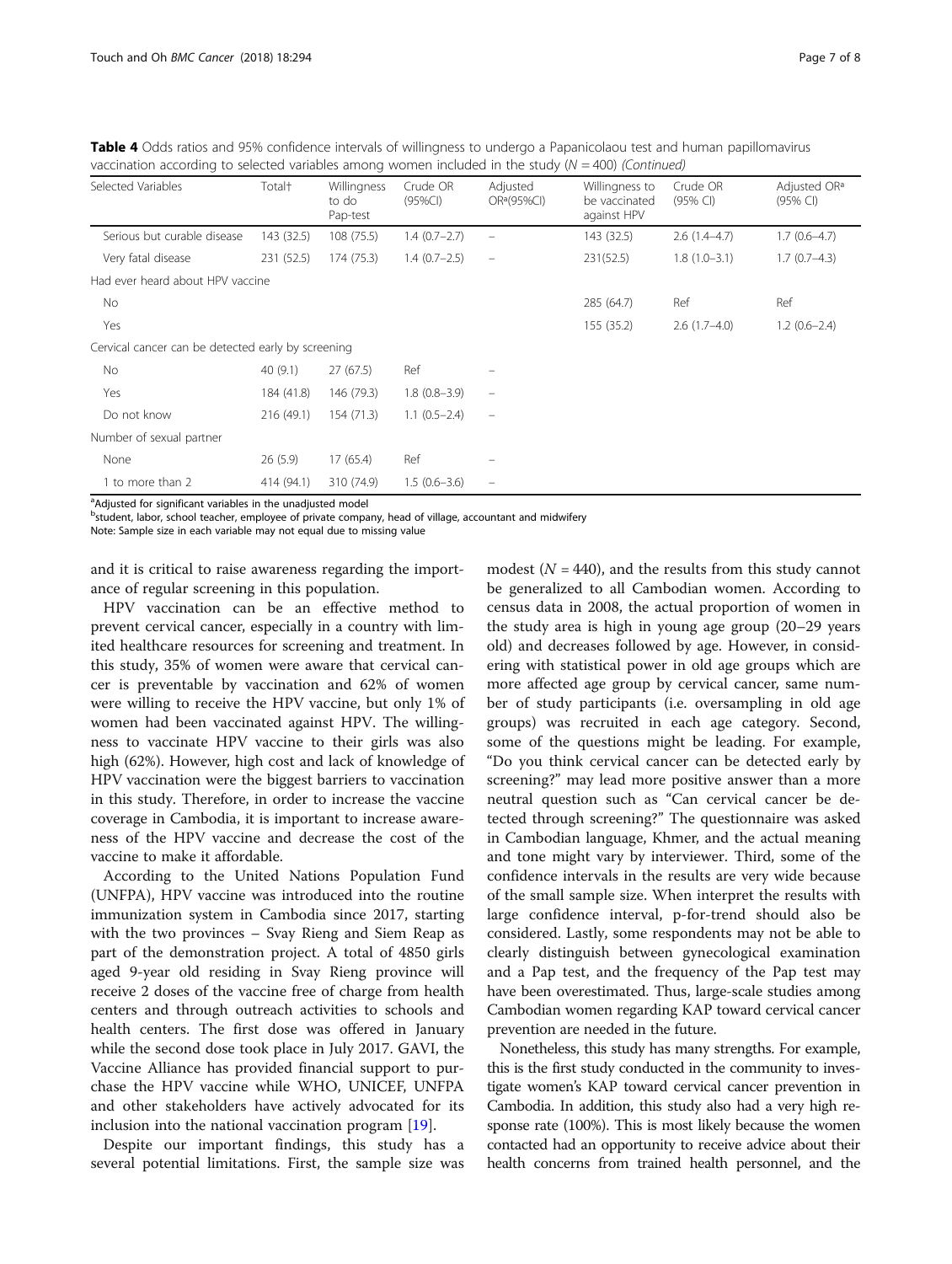**Table 4** Odds ratios and 95% confidence intervals of willingness to undergo a Papanicolaou test and human papillomavirus vaccination according to selected variables among women included in the study (*N* = 400) *(Continued)*

| Selected Variables | Total† | Willingness to do Pap-test | Crude OR (95%CI) | Adjusted OR[a](95%CI) | Willingness to be vaccinated against HPV | Crude OR (95% CI) | Adjusted OR[a] (95% CI) |
|---|---|---|---|---|---|---|---|
| Serious but curable disease | 143 (32.5) | 108 (75.5) | 1.4 (0.7–2.7) | – | 143 (32.5) | 2.6 (1.4–4.7) | 1.7 (0.6–4.7) |
| Very fatal disease | 231 (52.5) | 174 (75.3) | 1.4 (0.7–2.5) | – | 231(52.5) | 1.8 (1.0–3.1) | 1.7 (0.7–4.3) |
| Had ever heard about HPV vaccine | | | | | | | |
| No | | | | | 285 (64.7) | Ref | Ref |
| Yes | | | | | 155 (35.2) | 2.6 (1.7–4.0) | 1.2 (0.6–2.4) |
| Cervical cancer can be detected early by screening | | | | | | | |
| No | 40 (9.1) | 27 (67.5) | Ref | – | | | |
| Yes | 184 (41.8) | 146 (79.3) | 1.8 (0.8–3.9) | – | | | |
| Do not know | 216 (49.1) | 154 (71.3) | 1.1 (0.5–2.4) | – | | | |
| Number of sexual partner | | | | | | | |
| None | 26 (5.9) | 17 (65.4) | Ref | – | | | |
| 1 to more than 2 | 414 (94.1) | 310 (74.9) | 1.5 (0.6–3.6) | – | | | |

[a]Adjusted for significant variables in the unadjusted model
[b]student, labor, school teacher, employee of private company, head of village, accountant and midwifery
Note: Sample size in each variable may not equal due to missing value

and it is critical to raise awareness regarding the importance of regular screening in this population.

HPV vaccination can be an effective method to prevent cervical cancer, especially in a country with limited healthcare resources for screening and treatment. In this study, 35% of women were aware that cervical cancer is preventable by vaccination and 62% of women were willing to receive the HPV vaccine, but only 1% of women had been vaccinated against HPV. The willingness to vaccinate HPV vaccine to their girls was also high (62%). However, high cost and lack of knowledge of HPV vaccination were the biggest barriers to vaccination in this study. Therefore, in order to increase the vaccine coverage in Cambodia, it is important to increase awareness of the HPV vaccine and decrease the cost of the vaccine to make it affordable.

According to the United Nations Population Fund (UNFPA), HPV vaccine was introduced into the routine immunization system in Cambodia since 2017, starting with the two provinces – Svay Rieng and Siem Reap as part of the demonstration project. A total of 4850 girls aged 9-year old residing in Svay Rieng province will receive 2 doses of the vaccine free of charge from health centers and through outreach activities to schools and health centers. The first dose was offered in January while the second dose took place in July 2017. GAVI, the Vaccine Alliance has provided financial support to purchase the HPV vaccine while WHO, UNICEF, UNFPA and other stakeholders have actively advocated for its inclusion into the national vaccination program [19].

Despite our important findings, this study has a several potential limitations. First, the sample size was modest (*N* = 440), and the results from this study cannot be generalized to all Cambodian women. According to census data in 2008, the actual proportion of women in the study area is high in young age group (20–29 years old) and decreases followed by age. However, in considering with statistical power in old age groups which are more affected age group by cervical cancer, same number of study participants (i.e. oversampling in old age groups) was recruited in each age category. Second, some of the questions might be leading. For example, "Do you think cervical cancer can be detected early by screening?" may lead more positive answer than a more neutral question such as "Can cervical cancer be detected through screening?" The questionnaire was asked in Cambodian language, Khmer, and the actual meaning and tone might vary by interviewer. Third, some of the confidence intervals in the results are very wide because of the small sample size. When interpret the results with large confidence interval, p-for-trend should also be considered. Lastly, some respondents may not be able to clearly distinguish between gynecological examination and a Pap test, and the frequency of the Pap test may have been overestimated. Thus, large-scale studies among Cambodian women regarding KAP toward cervical cancer prevention are needed in the future.

Nonetheless, this study has many strengths. For example, this is the first study conducted in the community to investigate women's KAP toward cervical cancer prevention in Cambodia. In addition, this study also had a very high response rate (100%). This is most likely because the women contacted had an opportunity to receive advice about their health concerns from trained health personnel, and the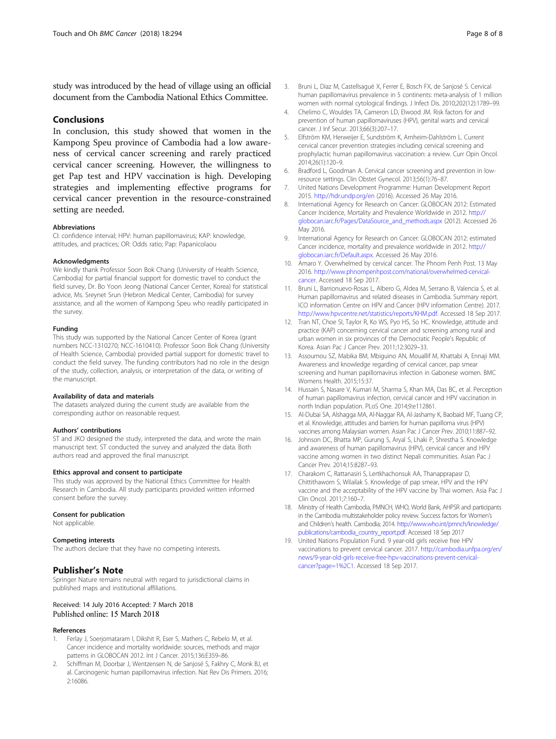study was introduced by the head of village using an official document from the Cambodia National Ethics Committee.

## Conclusions

In conclusion, this study showed that women in the Kampong Speu province of Cambodia had a low awareness of cervical cancer screening and rarely practiced cervical cancer screening. However, the willingness to get Pap test and HPV vaccination is high. Developing strategies and implementing effective programs for cervical cancer prevention in the resource-constrained setting are needed.

### Abbreviations

CI: confidence interval; HPV: human papillomavirus; KAP: knowledge, attitudes, and practices; OR: Odds ratio; Pap: Papanicolaou

### Acknowledgments

We kindly thank Professor Soon Bok Chang (University of Health Science, Cambodia) for partial financial support for domestic travel to conduct the field survey, Dr. Bo Yoon Jeong (National Cancer Center, Korea) for statistical advice, Ms. Sreynet Srun (Hebron Medical Center, Cambodia) for survey assistance, and all the women of Kampong Speu who readily participated in the survey.

### Funding

This study was supported by the National Cancer Center of Korea (grant numbers NCC-1310270; NCC-1610410). Professor Soon Bok Chang (University of Health Science, Cambodia) provided partial support for domestic travel to conduct the field survey. The funding contributors had no role in the design of the study, collection, analysis, or interpretation of the data, or writing of the manuscript.

### Availability of data and materials

The datasets analyzed during the current study are available from the corresponding author on reasonable request.

### Authors' contributions

ST and JKO designed the study, interpreted the data, and wrote the main manuscript text. ST conducted the survey and analyzed the data. Both authors read and approved the final manuscript.

### Ethics approval and consent to participate

This study was approved by the National Ethics Committee for Health Research in Cambodia. All study participants provided written informed consent before the survey.

### Consent for publication

Not applicable.

### Competing interests

The authors declare that they have no competing interests.

## Publisher's Note

Springer Nature remains neutral with regard to jurisdictional claims in published maps and institutional affiliations.

Received: 14 July 2016 Accepted: 7 March 2018
Published online: 15 March 2018

### References

1. Ferlay J, Soerjomataram I, Dikshit R, Eser S, Mathers C, Rebelo M, et al. Cancer incidence and mortality worldwide: sources, methods and major patterns in GLOBOCAN 2012. Int J Cancer. 2015;136:E359–86.
2. Schiffman M, Doorbar J, Wentzensen N, de Sanjosé S, Fakhry C, Monk BJ, et al. Carcinogenic human papillomavirus infection. Nat Rev Dis Primers. 2016; 2:16086.
3. Bruni L, Diaz M, Castellsagué X, Ferrer E, Bosch FX, de Sanjosé S. Cervical human papillomavirus prevalence in 5 continents: meta-analysis of 1 million women with normal cytological findings. J Infect Dis. 2010;202(12):1789–99.
4. Chelimo C, Wouldes TA, Cameron LD, Elwood JM. Risk factors for and prevention of human papillomaviruses (HPV), genital warts and cervical cancer. J Inf Secur. 2013;66(3):207–17.
5. Elfström KM, Herweijer E, Sundström K, Arnheim-Dahlström L. Current cervical cancer prevention strategies including cervical screening and prophylactic human papillomavirus vaccination: a review. Curr Opin Oncol. 2014;26(1):120–9.
6. Bradford L, Goodman A. Cervical cancer screening and prevention in low-resource settings. Clin Obstet Gynecol. 2013;56(1):76–87.
7. United Nations Development Programme: Human Development Report 2015. http://hdr.undp.org/en (2016). Accessed 26 May 2016.
8. International Agency for Research on Cancer: GLOBOCAN 2012: Estimated Cancer Incidence, Mortality and Prevalence Worldwide in 2012. http://globocan.iarc.fr/Pages/DataSource_and_methods.aspx (2012). Accessed 26 May 2016.
9. International Agency for Research on Cancer: GLOBOCAN 2012: estimated Cancer incidence, mortality and prevalence worldwide in 2012. http://globocan.iarc.fr/Default.aspx. Accessed 26 May 2016.
10. Amaro Y. Overwhelmed by cervical cancer. The Phnom Penh Post. 13 May 2016. http://www.phnompenhpost.com/national/overwhelmed-cervical-cancer. Accessed 18 Sep 2017.
11. Bruni L, Barrionuevo-Rosas L, Albero G, Aldea M, Serrano B, Valencia S, et al. Human papillomavirus and related diseases in Cambodia. Summary report. ICO information Centre on HPV and Cancer (HPV information Centre). 2017. http://www.hpvcentre.net/statistics/reports/KHM.pdf. Accessed 18 Sep 2017.
12. Tran NT, Choe SI, Taylor R, Ko WS, Pyo HS, So HC. Knowledge, attitude and practice (KAP) concerning cervical cancer and screening among rural and urban women in six provinces of the Democratic People's Republic of Korea. Asian Pac J Cancer Prev. 2011;12:3029–33.
13. Assoumou SZ, Mabika BM, Mbiguino AN, Mouallif M, Khattabi A, Ennaji MM. Awareness and knowledge regarding of cervical cancer, pap smear screening and human papillomavirus infection in Gabonese women. BMC Womens Health. 2015;15:37.
14. Hussain S, Nasare V, Kumari M, Sharma S, Khan MA, Das BC, et al. Perception of human papillomavirus infection, cervical cancer and HPV vaccination in north Indian population. PLoS One. 2014;9:e112861.
15. Al-Dubai SA, Alshagga MA, Al-Naggar RA, Al-Jashamy K, Baobaid MF, Tuang CP, et al. Knowledge, attitudes and barriers for human papilloma virus (HPV) vaccines among Malaysian women. Asian Pac J Cancer Prev. 2010;11:887–92.
16. Johnson DC, Bhatta MP, Gurung S, Aryal S, Lhaki P, Shrestha S. Knowledge and awareness of human papillomavirus (HPV), cervical cancer and HPV vaccine among women in two distinct Nepali communities. Asian Pac J Cancer Prev. 2014;15:8287–93.
17. Charakorn C, Rattanasiri S, Lertkhachonsuk AA, Thanapprapasr D, Chittithaworn S, Wilailak S. Knowledge of pap smear, HPV and the HPV vaccine and the acceptability of the HPV vaccine by Thai women. Asia Pac J Clin Oncol. 2011;7:160–7.
18. Ministry of Health Cambodia, PMNCH, WHO, World Bank, AHPSR and participants in the Cambodia multistakeholder policy review. Success factors for Women's and Children's health. Cambodia; 2014. http://www.who.int/pmnch/knowledge/publications/cambodia_country_report.pdf. Accessed 18 Sep 2017
19. United Nations Population Fund. 9 year-old girls receive free HPV vaccinations to prevent cervical cancer. 2017. http://cambodia.unfpa.org/en/news/9-year-old-girls-receive-free-hpv-vaccinations-prevent-cervical-cancer?page=1%2C1. Accessed 18 Sep 2017.